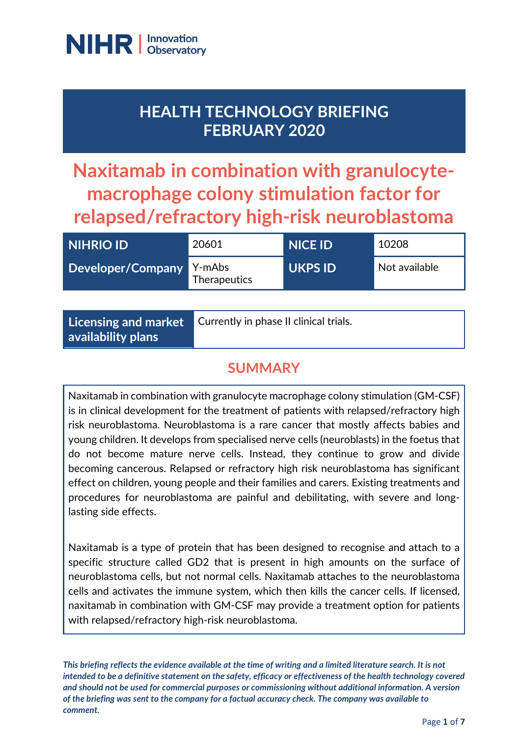NIHR | Innovation Observatory

# HEALTH TECHNOLOGY BRIEFING FEBRUARY 2020

# Naxitamab in combination with granulocyte-macrophage colony stimulation factor for relapsed/refractory high-risk neuroblastoma

| NIHRIO ID | 20601 | NICE ID | 10208 |
|---|---|---|---|
| Developer/Company | Y-mAbs Therapeutics | UKPS ID | Not available |

| Licensing and market availability plans | Currently in phase II clinical trials. |
|---|---|

## SUMMARY

Naxitamab in combination with granulocyte macrophage colony stimulation (GM-CSF) is in clinical development for the treatment of patients with relapsed/refractory high risk neuroblastoma. Neuroblastoma is a rare cancer that mostly affects babies and young children. It develops from specialised nerve cells (neuroblasts) in the foetus that do not become mature nerve cells. Instead, they continue to grow and divide becoming cancerous. Relapsed or refractory high risk neuroblastoma has significant effect on children, young people and their families and carers. Existing treatments and procedures for neuroblastoma are painful and debilitating, with severe and long-lasting side effects.

Naxitamab is a type of protein that has been designed to recognise and attach to a specific structure called GD2 that is present in high amounts on the surface of neuroblastoma cells, but not normal cells. Naxitamab attaches to the neuroblastoma cells and activates the immune system, which then kills the cancer cells. If licensed, naxitamab in combination with GM-CSF may provide a treatment option for patients with relapsed/refractory high-risk neuroblastoma.

***This briefing reflects the evidence available at the time of writing and a limited literature search. It is not intended to be a definitive statement on the safety, efficacy or effectiveness of the health technology covered and should not be used for commercial purposes or commissioning without additional information. A version of the briefing was sent to the company for a factual accuracy check. The company was available to comment.***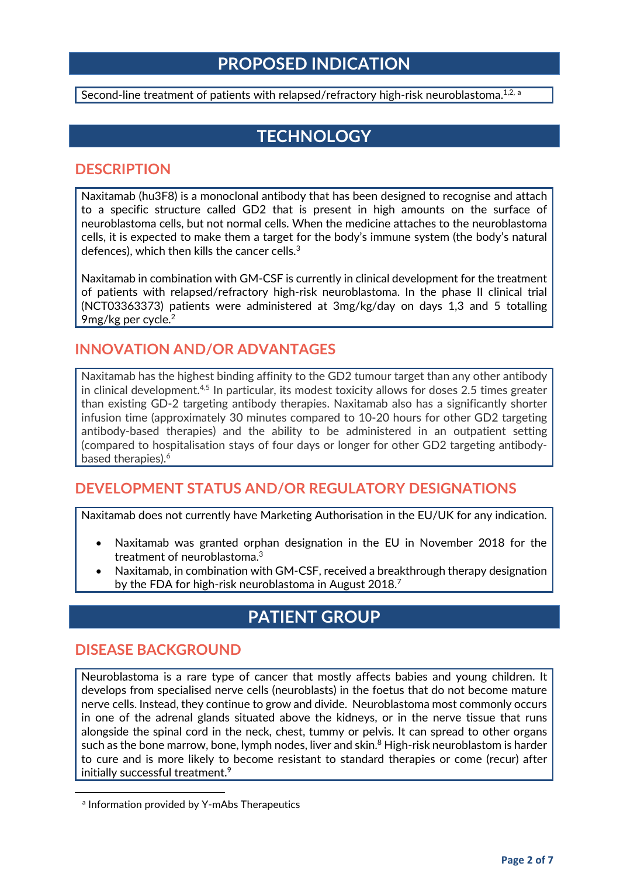# PROPOSED INDICATION

Second-line treatment of patients with relapsed/refractory high-risk neuroblastoma.[1,2, a]

# TECHNOLOGY

## DESCRIPTION

Naxitamab (hu3F8) is a monoclonal antibody that has been designed to recognise and attach to a specific structure called GD2 that is present in high amounts on the surface of neuroblastoma cells, but not normal cells. When the medicine attaches to the neuroblastoma cells, it is expected to make them a target for the body's immune system (the body's natural defences), which then kills the cancer cells.[3]

Naxitamab in combination with GM-CSF is currently in clinical development for the treatment of patients with relapsed/refractory high-risk neuroblastoma. In the phase II clinical trial (NCT03363373) patients were administered at 3mg/kg/day on days 1,3 and 5 totalling 9mg/kg per cycle.[2]

## INNOVATION AND/OR ADVANTAGES

Naxitamab has the highest binding affinity to the GD2 tumour target than any other antibody in clinical development.[4,5] In particular, its modest toxicity allows for doses 2.5 times greater than existing GD-2 targeting antibody therapies. Naxitamab also has a significantly shorter infusion time (approximately 30 minutes compared to 10-20 hours for other GD2 targeting antibody-based therapies) and the ability to be administered in an outpatient setting (compared to hospitalisation stays of four days or longer for other GD2 targeting antibody-based therapies).[6]

## DEVELOPMENT STATUS AND/OR REGULATORY DESIGNATIONS

Naxitamab does not currently have Marketing Authorisation in the EU/UK for any indication.

- Naxitamab was granted orphan designation in the EU in November 2018 for the treatment of neuroblastoma.[3]
- Naxitamab, in combination with GM-CSF, received a breakthrough therapy designation by the FDA for high-risk neuroblastoma in August 2018.[7]

# PATIENT GROUP

## DISEASE BACKGROUND

Neuroblastoma is a rare type of cancer that mostly affects babies and young children. It develops from specialised nerve cells (neuroblasts) in the foetus that do not become mature nerve cells. Instead, they continue to grow and divide. Neuroblastoma most commonly occurs in one of the adrenal glands situated above the kidneys, or in the nerve tissue that runs alongside the spinal cord in the neck, chest, tummy or pelvis. It can spread to other organs such as the bone marrow, bone, lymph nodes, liver and skin.[8] High-risk neuroblastom is harder to cure and is more likely to become resistant to standard therapies or come (recur) after initially successful treatment.[9]

---

[a] Information provided by Y-mAbs Therapeutics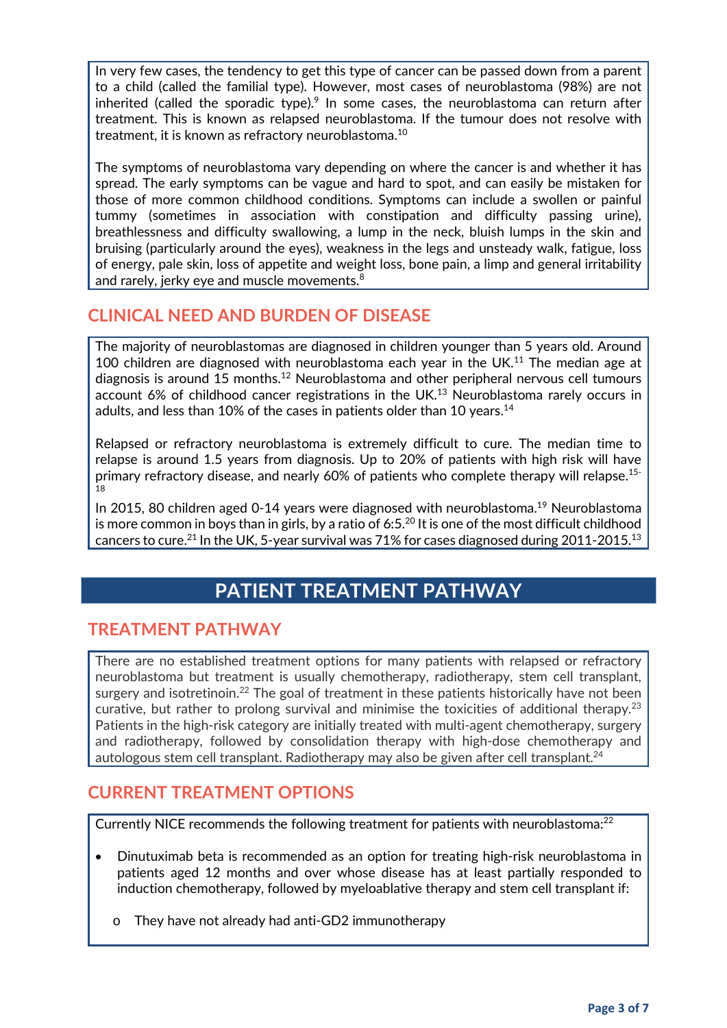In very few cases, the tendency to get this type of cancer can be passed down from a parent to a child (called the familial type). However, most cases of neuroblastoma (98%) are not inherited (called the sporadic type).[9] In some cases, the neuroblastoma can return after treatment. This is known as relapsed neuroblastoma. If the tumour does not resolve with treatment, it is known as refractory neuroblastoma.[10]

The symptoms of neuroblastoma vary depending on where the cancer is and whether it has spread. The early symptoms can be vague and hard to spot, and can easily be mistaken for those of more common childhood conditions. Symptoms can include a swollen or painful tummy (sometimes in association with constipation and difficulty passing urine), breathlessness and difficulty swallowing, a lump in the neck, bluish lumps in the skin and bruising (particularly around the eyes), weakness in the legs and unsteady walk, fatigue, loss of energy, pale skin, loss of appetite and weight loss, bone pain, a limp and general irritability and rarely, jerky eye and muscle movements.[8]

## CLINICAL NEED AND BURDEN OF DISEASE

The majority of neuroblastomas are diagnosed in children younger than 5 years old. Around 100 children are diagnosed with neuroblastoma each year in the UK.[11] The median age at diagnosis is around 15 months.[12] Neuroblastoma and other peripheral nervous cell tumours account 6% of childhood cancer registrations in the UK.[13] Neuroblastoma rarely occurs in adults, and less than 10% of the cases in patients older than 10 years.[14]

Relapsed or refractory neuroblastoma is extremely difficult to cure. The median time to relapse is around 1.5 years from diagnosis. Up to 20% of patients with high risk will have primary refractory disease, and nearly 60% of patients who complete therapy will relapse.[15-18]

In 2015, 80 children aged 0-14 years were diagnosed with neuroblastoma.[19] Neuroblastoma is more common in boys than in girls, by a ratio of 6:5.[20] It is one of the most difficult childhood cancers to cure.[21] In the UK, 5-year survival was 71% for cases diagnosed during 2011-2015.[13]

# PATIENT TREATMENT PATHWAY

## TREATMENT PATHWAY

There are no established treatment options for many patients with relapsed or refractory neuroblastoma but treatment is usually chemotherapy, radiotherapy, stem cell transplant, surgery and isotretinoin.[22] The goal of treatment in these patients historically have not been curative, but rather to prolong survival and minimise the toxicities of additional therapy.[23] Patients in the high-risk category are initially treated with multi-agent chemotherapy, surgery and radiotherapy, followed by consolidation therapy with high-dose chemotherapy and autologous stem cell transplant. Radiotherapy may also be given after cell transplant.[24]

## CURRENT TREATMENT OPTIONS

Currently NICE recommends the following treatment for patients with neuroblastoma:[22]

- Dinutuximab beta is recommended as an option for treating high-risk neuroblastoma in patients aged 12 months and over whose disease has at least partially responded to induction chemotherapy, followed by myeloablative therapy and stem cell transplant if:
    - They have not already had anti-GD2 immunotherapy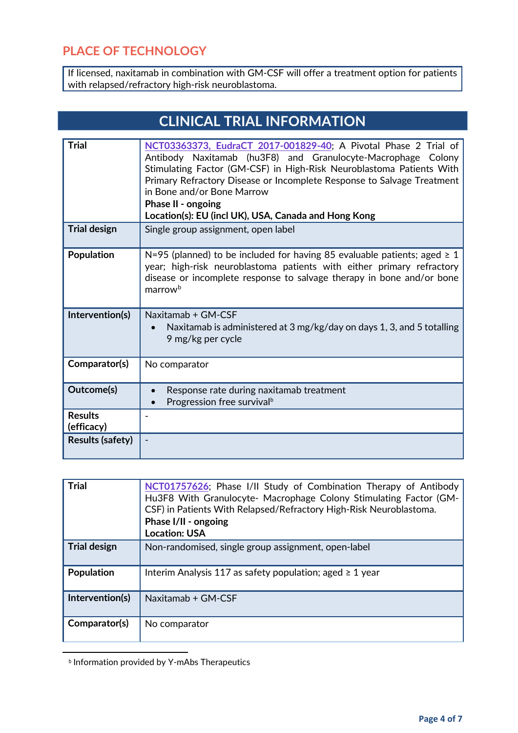## PLACE OF TECHNOLOGY

If licensed, naxitamab in combination with GM-CSF will offer a treatment option for patients with relapsed/refractory high-risk neuroblastoma.

## CLINICAL TRIAL INFORMATION

| | |
|---|---|
| **Trial** | NCT03363373, EudraCT 2017-001829-40; A Pivotal Phase 2 Trial of Antibody Naxitamab (hu3F8) and Granulocyte-Macrophage Colony Stimulating Factor (GM-CSF) in High-Risk Neuroblastoma Patients With Primary Refractory Disease or Incomplete Response to Salvage Treatment in Bone and/or Bone Marrow<br>**Phase II - ongoing**<br>**Location(s): EU (incl UK), USA, Canada and Hong Kong** |
| **Trial design** | Single group assignment, open label |
| **Population** | N=95 (planned) to be included for having 85 evaluable patients; aged ≥ 1 year; high-risk neuroblastoma patients with either primary refractory disease or incomplete response to salvage therapy in bone and/or bone marrow[b] |
| **Intervention(s)** | Naxitamab + GM-CSF<br>• Naxitamab is administered at 3 mg/kg/day on days 1, 3, and 5 totalling 9 mg/kg per cycle |
| **Comparator(s)** | No comparator |
| **Outcome(s)** | • Response rate during naxitamab treatment<br>• Progression free survival[b] |
| **Results (efficacy)** | - |
| **Results (safety)** | - |

| | |
|---|---|
| **Trial** | NCT01757626; Phase I/II Study of Combination Therapy of Antibody Hu3F8 With Granulocyte- Macrophage Colony Stimulating Factor (GM-CSF) in Patients With Relapsed/Refractory High-Risk Neuroblastoma.<br>**Phase I/II - ongoing**<br>**Location: USA** |
| **Trial design** | Non-randomised, single group assignment, open-label |
| **Population** | Interim Analysis 117 as safety population; aged ≥ 1 year |
| **Intervention(s)** | Naxitamab + GM-CSF |
| **Comparator(s)** | No comparator |

[b] Information provided by Y-mAbs Therapeutics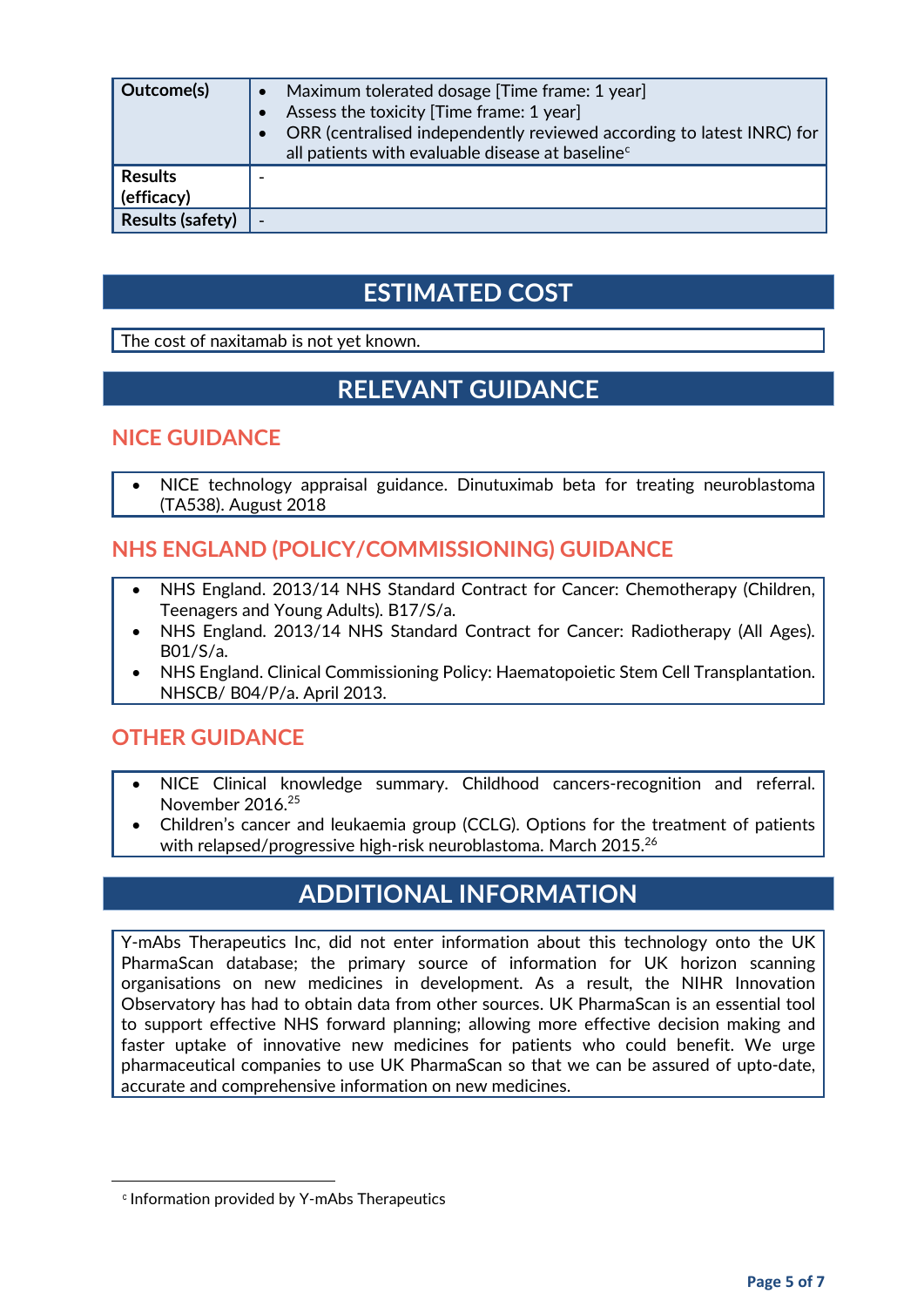| | |
|---|---|
| **Outcome(s)** | • Maximum tolerated dosage [Time frame: 1 year]<br>• Assess the toxicity [Time frame: 1 year]<br>• ORR (centralised independently reviewed according to latest INRC) for all patients with evaluable disease at baseline[c] |
| **Results (efficacy)** | - |
| **Results (safety)** | - |

## ESTIMATED COST

The cost of naxitamab is not yet known.

## RELEVANT GUIDANCE

### NICE GUIDANCE

- NICE technology appraisal guidance. Dinutuximab beta for treating neuroblastoma (TA538). August 2018

### NHS ENGLAND (POLICY/COMMISSIONING) GUIDANCE

- NHS England. 2013/14 NHS Standard Contract for Cancer: Chemotherapy (Children, Teenagers and Young Adults). B17/S/a.
- NHS England. 2013/14 NHS Standard Contract for Cancer: Radiotherapy (All Ages). B01/S/a.
- NHS England. Clinical Commissioning Policy: Haematopoietic Stem Cell Transplantation. NHSCB/ B04/P/a. April 2013.

### OTHER GUIDANCE

- NICE Clinical knowledge summary. Childhood cancers-recognition and referral. November 2016.[25]
- Children's cancer and leukaemia group (CCLG). Options for the treatment of patients with relapsed/progressive high-risk neuroblastoma. March 2015.[26]

## ADDITIONAL INFORMATION

Y-mAbs Therapeutics Inc, did not enter information about this technology onto the UK PharmaScan database; the primary source of information for UK horizon scanning organisations on new medicines in development. As a result, the NIHR Innovation Observatory has had to obtain data from other sources. UK PharmaScan is an essential tool to support effective NHS forward planning; allowing more effective decision making and faster uptake of innovative new medicines for patients who could benefit. We urge pharmaceutical companies to use UK PharmaScan so that we can be assured of upto-date, accurate and comprehensive information on new medicines.

---

[c] Information provided by Y-mAbs Therapeutics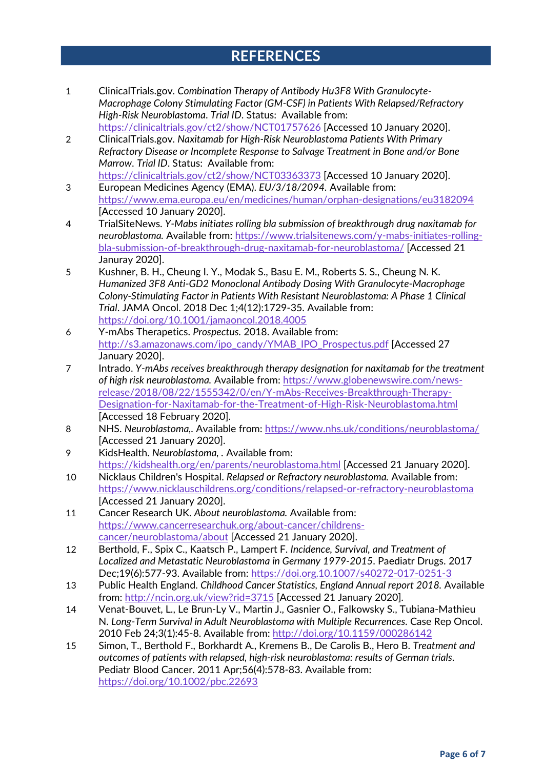# REFERENCES

1. ClinicalTrials.gov. *Combination Therapy of Antibody Hu3F8 With Granulocyte-Macrophage Colony Stimulating Factor (GM-CSF) in Patients With Relapsed/Refractory High-Risk Neuroblastoma*. *Trial ID*. Status: Available from: https://clinicaltrials.gov/ct2/show/NCT01757626 [Accessed 10 January 2020].
2. ClinicalTrials.gov. *Naxitamab for High-Risk Neuroblastoma Patients With Primary Refractory Disease or Incomplete Response to Salvage Treatment in Bone and/or Bone Marrow*. *Trial ID*. Status: Available from: https://clinicaltrials.gov/ct2/show/NCT03363373 [Accessed 10 January 2020].
3. European Medicines Agency (EMA). *EU/3/18/2094.* Available from: https://www.ema.europa.eu/en/medicines/human/orphan-designations/eu3182094 [Accessed 10 January 2020].
4. TrialSiteNews. *Y-Mabs initiates rolling bla submission of breakthrough drug naxitamab for neuroblastoma.* Available from: https://www.trialsitenews.com/y-mabs-initiates-rolling-bla-submission-of-breakthrough-drug-naxitamab-for-neuroblastoma/ [Accessed 21 Januray 2020].
5. Kushner, B. H., Cheung I. Y., Modak S., Basu E. M., Roberts S. S., Cheung N. K. *Humanized 3F8 Anti-GD2 Monoclonal Antibody Dosing With Granulocyte-Macrophage Colony-Stimulating Factor in Patients With Resistant Neuroblastoma: A Phase 1 Clinical Trial*. JAMA Oncol. 2018 Dec 1;4(12):1729-35. Available from: https://doi.org/10.1001/jamaoncol.2018.4005
6. Y-mAbs Therapetics. *Prospectus.* 2018. Available from: http://s3.amazonaws.com/ipo_candy/YMAB_IPO_Prospectus.pdf [Accessed 27 January 2020].
7. Intrado. *Y-mAbs receives breakthrough therapy designation for naxitamab for the treatment of high risk neuroblastoma.* Available from: https://www.globenewswire.com/news-release/2018/08/22/1555342/0/en/Y-mAbs-Receives-Breakthrough-Therapy-Designation-for-Naxitamab-for-the-Treatment-of-High-Risk-Neuroblastoma.html [Accessed 18 February 2020].
8. NHS. *Neuroblastoma,*. Available from: https://www.nhs.uk/conditions/neuroblastoma/ [Accessed 21 January 2020].
9. KidsHealth. *Neuroblastoma,* . Available from: https://kidshealth.org/en/parents/neuroblastoma.html [Accessed 21 January 2020].
10. Nicklaus Children's Hospital. *Relapsed or Refractory neuroblastoma.* Available from: https://www.nicklauschildrens.org/conditions/relapsed-or-refractory-neuroblastoma [Accessed 21 January 2020].
11. Cancer Research UK. *About neuroblastoma.* Available from: https://www.cancerresearchuk.org/about-cancer/childrens-cancer/neuroblastoma/about [Accessed 21 January 2020].
12. Berthold, F., Spix C., Kaatsch P., Lampert F. *Incidence, Survival, and Treatment of Localized and Metastatic Neuroblastoma in Germany 1979-2015*. Paediatr Drugs. 2017 Dec;19(6):577-93. Available from: https://doi.org.10.1007/s40272-017-0251-3
13. Public Health England. *Childhood Cancer Statistics, England Annual report 2018.* Available from: http://ncin.org.uk/view?rid=3715 [Accessed 21 January 2020].
14. Venat-Bouvet, L., Le Brun-Ly V., Martin J., Gasnier O., Falkowsky S., Tubiana-Mathieu N. *Long-Term Survival in Adult Neuroblastoma with Multiple Recurrences*. Case Rep Oncol. 2010 Feb 24;3(1):45-8. Available from: http://doi.org/10.1159/000286142
15. Simon, T., Berthold F., Borkhardt A., Kremens B., De Carolis B., Hero B. *Treatment and outcomes of patients with relapsed, high-risk neuroblastoma: results of German trials*. Pediatr Blood Cancer. 2011 Apr;56(4):578-83. Available from: https://doi.org/10.1002/pbc.22693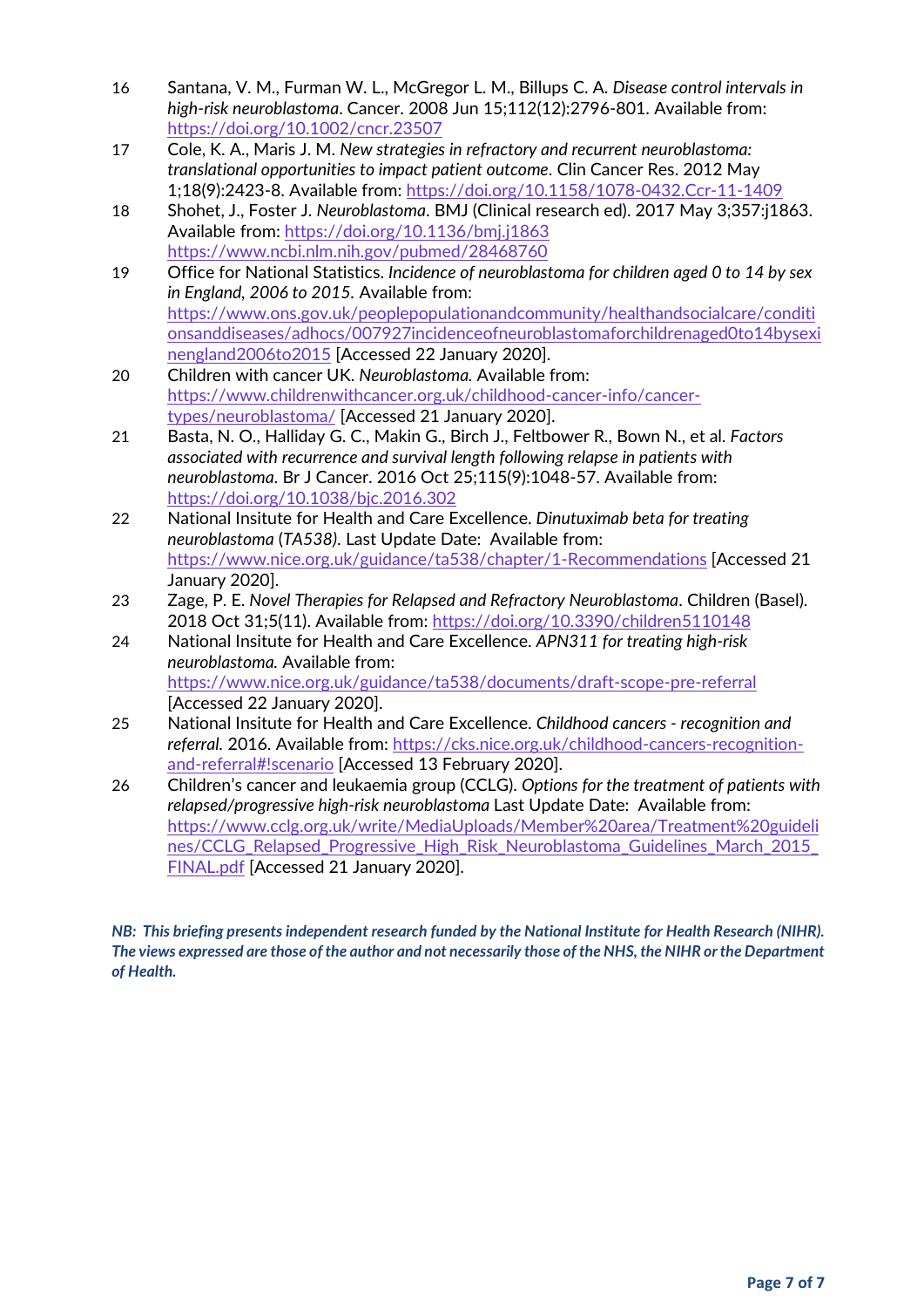16 Santana, V. M., Furman W. L., McGregor L. M., Billups C. A. *Disease control intervals in high-risk neuroblastoma*. Cancer. 2008 Jun 15;112(12):2796-801. Available from: https://doi.org/10.1002/cncr.23507

17 Cole, K. A., Maris J. M. *New strategies in refractory and recurrent neuroblastoma: translational opportunities to impact patient outcome*. Clin Cancer Res. 2012 May 1;18(9):2423-8. Available from: https://doi.org/10.1158/1078-0432.Ccr-11-1409

18 Shohet, J., Foster J. *Neuroblastoma*. BMJ (Clinical research ed). 2017 May 3;357:j1863. Available from: https://doi.org/10.1136/bmj.j1863 https://www.ncbi.nlm.nih.gov/pubmed/28468760

19 Office for National Statistics. *Incidence of neuroblastoma for children aged 0 to 14 by sex in England, 2006 to 2015*. Available from: https://www.ons.gov.uk/peoplepopulationandcommunity/healthandsocialcare/conditionsanddiseases/adhocs/007927incidenceofneuroblastomaforchildrenaged0to14bysexinengland2006to2015 [Accessed 22 January 2020].

20 Children with cancer UK. *Neuroblastoma.* Available from: https://www.childrenwithcancer.org.uk/childhood-cancer-info/cancer-types/neuroblastoma/ [Accessed 21 January 2020].

21 Basta, N. O., Halliday G. C., Makin G., Birch J., Feltbower R., Bown N., et al. *Factors associated with recurrence and survival length following relapse in patients with neuroblastoma*. Br J Cancer. 2016 Oct 25;115(9):1048-57. Available from: https://doi.org/10.1038/bjc.2016.302

22 National Insitute for Health and Care Excellence. *Dinutuximab beta for treating neuroblastoma (TA538)*. Last Update Date: Available from: https://www.nice.org.uk/guidance/ta538/chapter/1-Recommendations [Accessed 21 January 2020].

23 Zage, P. E. *Novel Therapies for Relapsed and Refractory Neuroblastoma*. Children (Basel). 2018 Oct 31;5(11). Available from: https://doi.org/10.3390/children5110148

24 National Insitute for Health and Care Excellence. *APN311 for treating high-risk neuroblastoma.* Available from: https://www.nice.org.uk/guidance/ta538/documents/draft-scope-pre-referral [Accessed 22 January 2020].

25 National Insitute for Health and Care Excellence. *Childhood cancers - recognition and referral.* 2016. Available from: https://cks.nice.org.uk/childhood-cancers-recognition-and-referral#!scenario [Accessed 13 February 2020].

26 Children's cancer and leukaemia group (CCLG). *Options for the treatment of patients with relapsed/progressive high-risk neuroblastoma* Last Update Date: Available from: https://www.cclg.org.uk/write/MediaUploads/Member%20area/Treatment%20guidelines/CCLG_Relapsed_Progressive_High_Risk_Neuroblastoma_Guidelines_March_2015_FINAL.pdf [Accessed 21 January 2020].

***NB: This briefing presents independent research funded by the National Institute for Health Research (NIHR). The views expressed are those of the author and not necessarily those of the NHS, the NIHR or the Department of Health.***